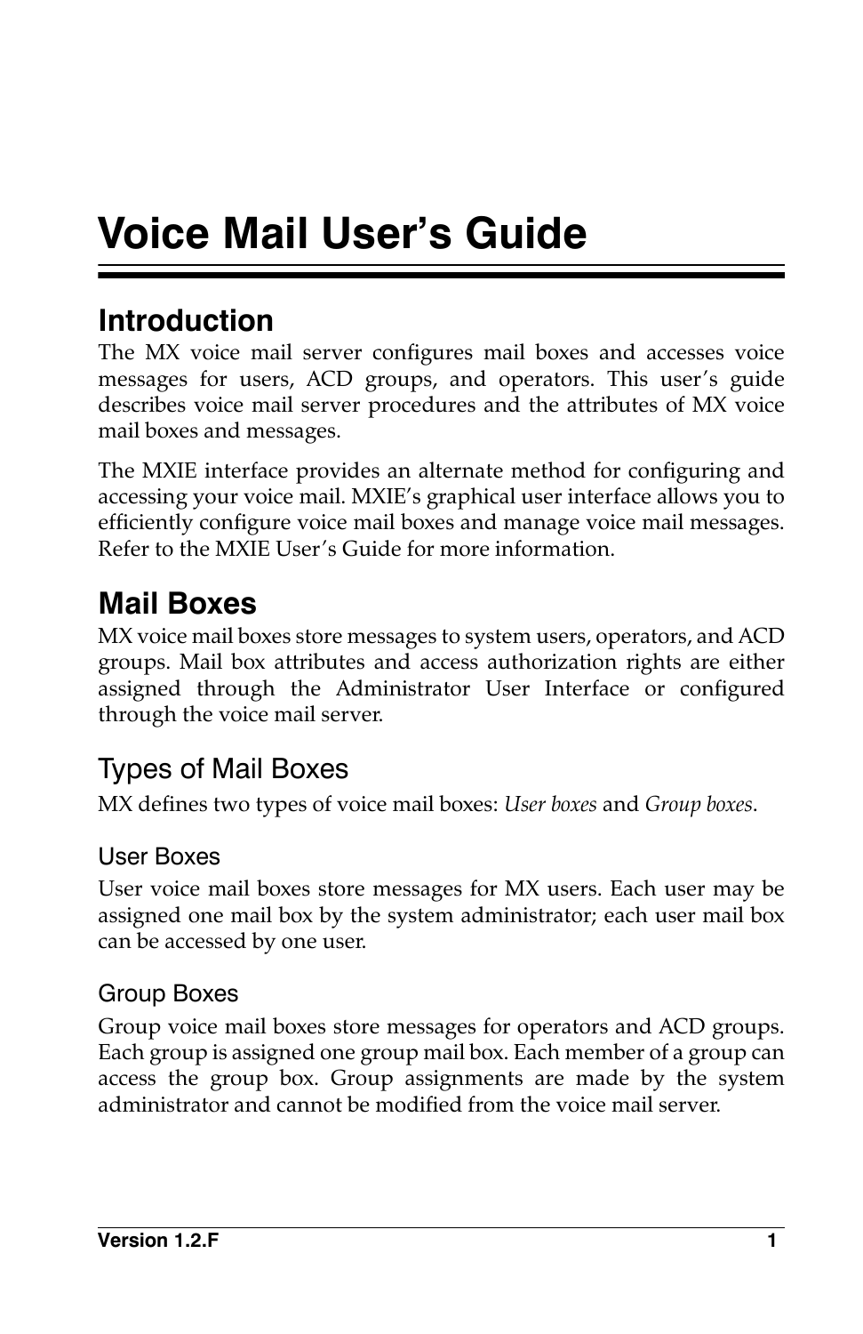# Voice Mail User's Guide

## Introduction

The MX voice mail server configures mail boxes and accesses voice messages for users, ACD groups, and operators. This user's guide describes voice mail server procedures and the attributes of MX voice mail boxes and messages.

The MXIE interface provides an alternate method for configuring and accessing your voice mail. MXIE's graphical user interface allows you to efficiently configure voice mail boxes and manage voice mail messages. Refer to the MXIE User's Guide for more information.

## Mail Boxes

MX voice mail boxes store messages to system users, operators, and ACD groups. Mail box attributes and access authorization rights are either assigned through the Administrator User Interface or configured through the voice mail server.

### Types of Mail Boxes

MX defines two types of voice mail boxes: *User boxes* and *Group boxes*.

#### User Boxes

User voice mail boxes store messages for MX users. Each user may be assigned one mail box by the system administrator; each user mail box can be accessed by one user.

#### Group Boxes

Group voice mail boxes store messages for operators and ACD groups. Each group is assigned one group mail box. Each member of a group can access the group box. Group assignments are made by the system administrator and cannot be modified from the voice mail server.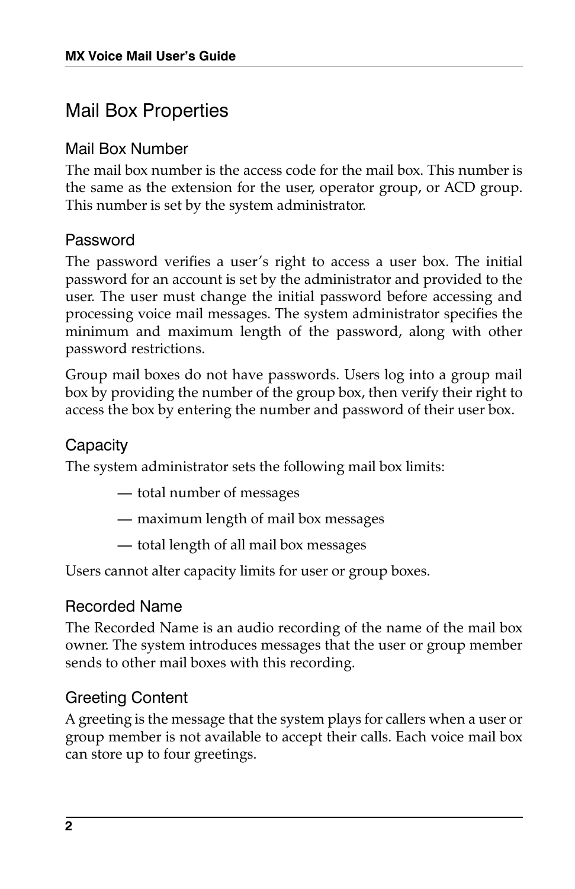## Mail Box Properties

### Mail Box Number

The mail box number is the access code for the mail box. This number is the same as the extension for the user, operator group, or ACD group. This number is set by the system administrator.

### Password

The password verifies a user's right to access a user box. The initial password for an account is set by the administrator and provided to the user. The user must change the initial password before accessing and processing voice mail messages. The system administrator specifies the minimum and maximum length of the password, along with other password restrictions.

Group mail boxes do not have passwords. Users log into a group mail box by providing the number of the group box, then verify their right to access the box by entering the number and password of their user box.

### Capacity

The system administrator sets the following mail box limits:

- total number of messages
- maximum length of mail box messages
- total length of all mail box messages

Users cannot alter capacity limits for user or group boxes.

### Recorded Name

The Recorded Name is an audio recording of the name of the mail box owner. The system introduces messages that the user or group member sends to other mail boxes with this recording.

### Greeting Content

A greeting is the message that the system plays for callers when a user or group member is not available to accept their calls. Each voice mail box can store up to four greetings.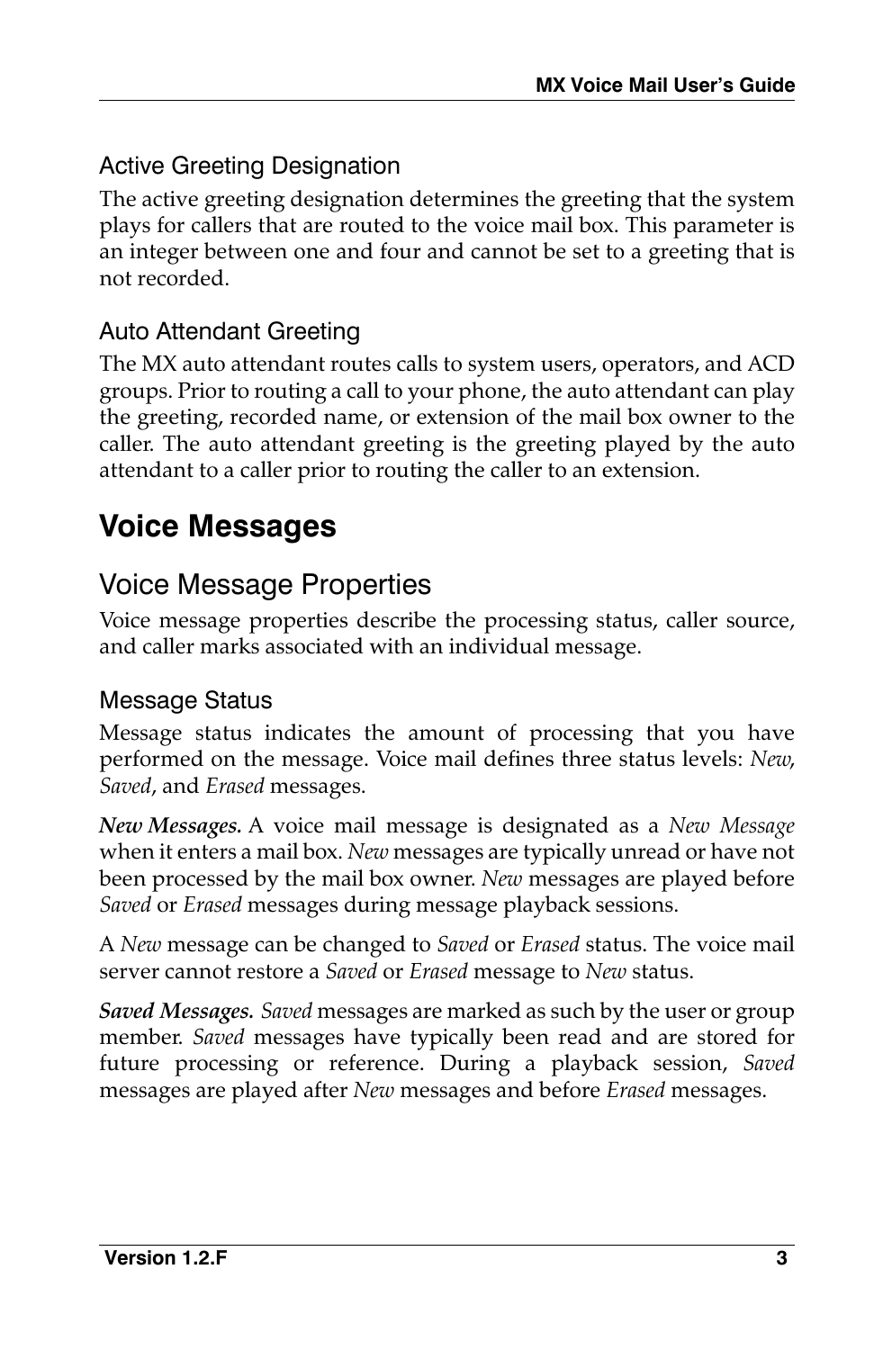### Active Greeting Designation

The active greeting designation determines the greeting that the system plays for callers that are routed to the voice mail box. This parameter is an integer between one and four and cannot be set to a greeting that is not recorded.

### Auto Attendant Greeting

The MX auto attendant routes calls to system users, operators, and ACD groups. Prior to routing a call to your phone, the auto attendant can play the greeting, recorded name, or extension of the mail box owner to the caller. The auto attendant greeting is the greeting played by the auto attendant to a caller prior to routing the caller to an extension.

# Voice Messages

## Voice Message Properties

Voice message properties describe the processing status, caller source, and caller marks associated with an individual message.

### Message Status

Message status indicates the amount of processing that you have performed on the message. Voice mail defines three status levels: *New*, *Saved*, and *Erased* messages.

***New Messages.*** A voice mail message is designated as a *New Message* when it enters a mail box. *New* messages are typically unread or have not been processed by the mail box owner. *New* messages are played before *Saved* or *Erased* messages during message playback sessions.

A *New* message can be changed to *Saved* or *Erased* status. The voice mail server cannot restore a *Saved* or *Erased* message to *New* status.

***Saved Messages.*** *Saved* messages are marked as such by the user or group member. *Saved* messages have typically been read and are stored for future processing or reference. During a playback session, *Saved* messages are played after *New* messages and before *Erased* messages.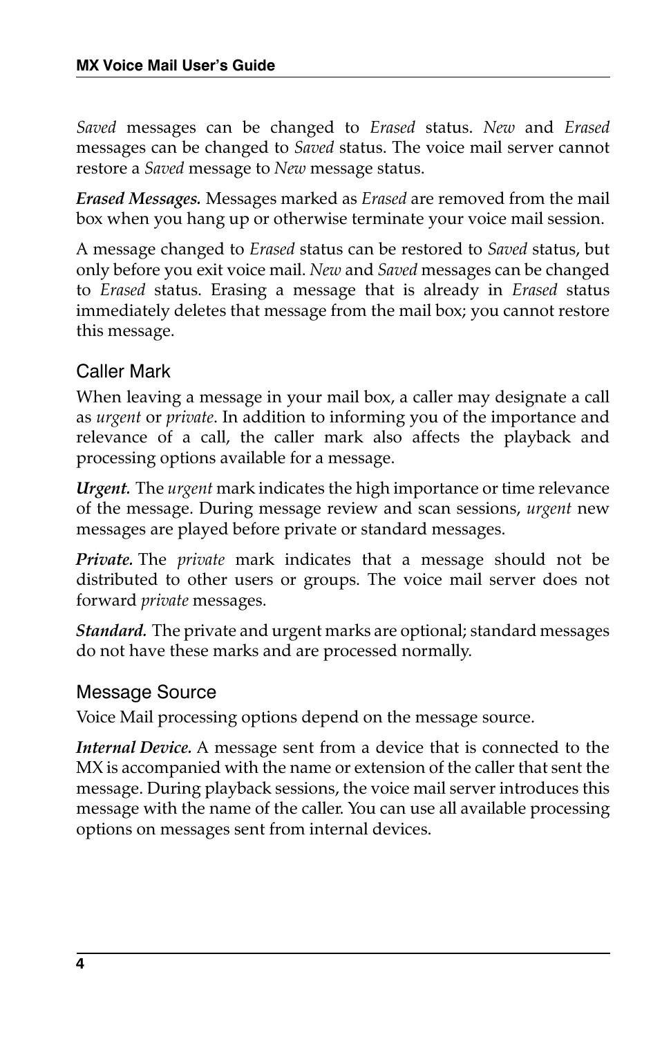*Saved* messages can be changed to *Erased* status. *New* and *Erased* messages can be changed to *Saved* status. The voice mail server cannot restore a *Saved* message to *New* message status.

***Erased Messages.*** Messages marked as *Erased* are removed from the mail box when you hang up or otherwise terminate your voice mail session.

A message changed to *Erased* status can be restored to *Saved* status, but only before you exit voice mail. *New* and *Saved* messages can be changed to *Erased* status. Erasing a message that is already in *Erased* status immediately deletes that message from the mail box; you cannot restore this message.

### Caller Mark

When leaving a message in your mail box, a caller may designate a call as *urgent* or *private*. In addition to informing you of the importance and relevance of a call, the caller mark also affects the playback and processing options available for a message.

***Urgent.*** The *urgent* mark indicates the high importance or time relevance of the message. During message review and scan sessions, *urgent* new messages are played before private or standard messages.

***Private.*** The *private* mark indicates that a message should not be distributed to other users or groups. The voice mail server does not forward *private* messages.

***Standard.*** The private and urgent marks are optional; standard messages do not have these marks and are processed normally.

### Message Source

Voice Mail processing options depend on the message source.

***Internal Device.*** A message sent from a device that is connected to the MX is accompanied with the name or extension of the caller that sent the message. During playback sessions, the voice mail server introduces this message with the name of the caller. You can use all available processing options on messages sent from internal devices.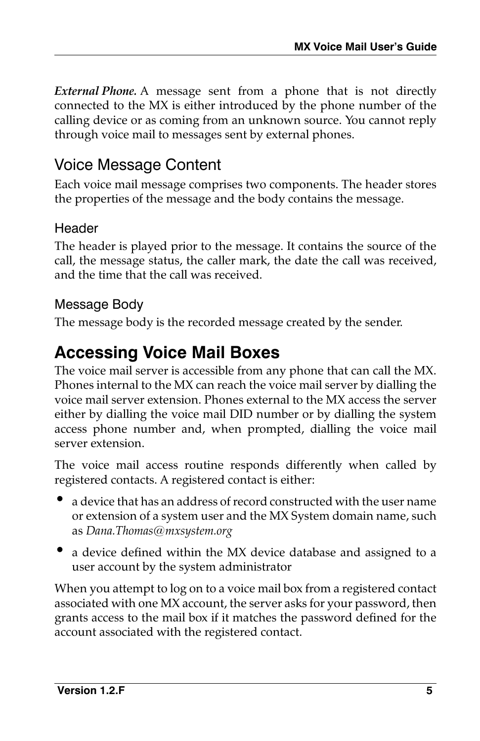***External Phone.*** A message sent from a phone that is not directly connected to the MX is either introduced by the phone number of the calling device or as coming from an unknown source. You cannot reply through voice mail to messages sent by external phones.

## Voice Message Content

Each voice mail message comprises two components. The header stores the properties of the message and the body contains the message.

### Header

The header is played prior to the message. It contains the source of the call, the message status, the caller mark, the date the call was received, and the time that the call was received.

### Message Body

The message body is the recorded message created by the sender.

# Accessing Voice Mail Boxes

The voice mail server is accessible from any phone that can call the MX. Phones internal to the MX can reach the voice mail server by dialling the voice mail server extension. Phones external to the MX access the server either by dialling the voice mail DID number or by dialling the system access phone number and, when prompted, dialling the voice mail server extension.

The voice mail access routine responds differently when called by registered contacts. A registered contact is either:

- a device that has an address of record constructed with the user name or extension of a system user and the MX System domain name, such as *Dana.Thomas@mxsystem.org*
- a device defined within the MX device database and assigned to a user account by the system administrator

When you attempt to log on to a voice mail box from a registered contact associated with one MX account, the server asks for your password, then grants access to the mail box if it matches the password defined for the account associated with the registered contact.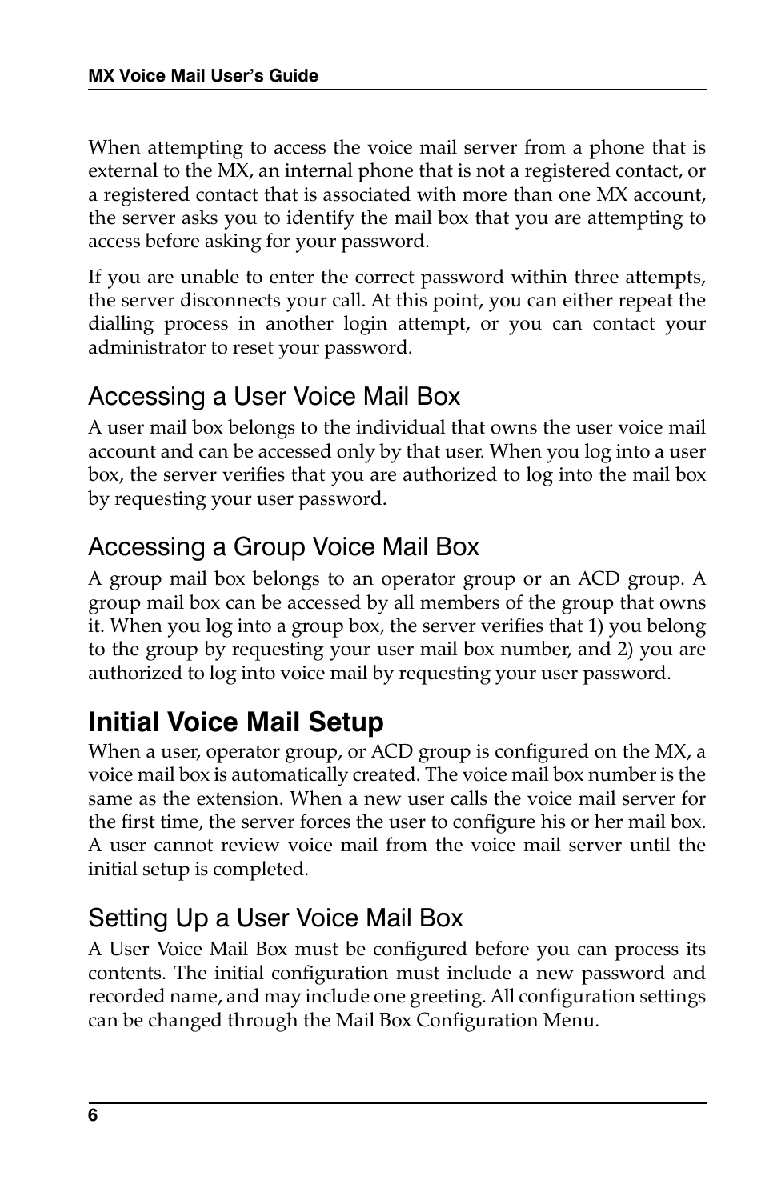When attempting to access the voice mail server from a phone that is external to the MX, an internal phone that is not a registered contact, or a registered contact that is associated with more than one MX account, the server asks you to identify the mail box that you are attempting to access before asking for your password.

If you are unable to enter the correct password within three attempts, the server disconnects your call. At this point, you can either repeat the dialling process in another login attempt, or you can contact your administrator to reset your password.

### Accessing a User Voice Mail Box

A user mail box belongs to the individual that owns the user voice mail account and can be accessed only by that user. When you log into a user box, the server verifies that you are authorized to log into the mail box by requesting your user password.

### Accessing a Group Voice Mail Box

A group mail box belongs to an operator group or an ACD group. A group mail box can be accessed by all members of the group that owns it. When you log into a group box, the server verifies that 1) you belong to the group by requesting your user mail box number, and 2) you are authorized to log into voice mail by requesting your user password.

## Initial Voice Mail Setup

When a user, operator group, or ACD group is configured on the MX, a voice mail box is automatically created. The voice mail box number is the same as the extension. When a new user calls the voice mail server for the first time, the server forces the user to configure his or her mail box. A user cannot review voice mail from the voice mail server until the initial setup is completed.

### Setting Up a User Voice Mail Box

A User Voice Mail Box must be configured before you can process its contents. The initial configuration must include a new password and recorded name, and may include one greeting. All configuration settings can be changed through the Mail Box Configuration Menu.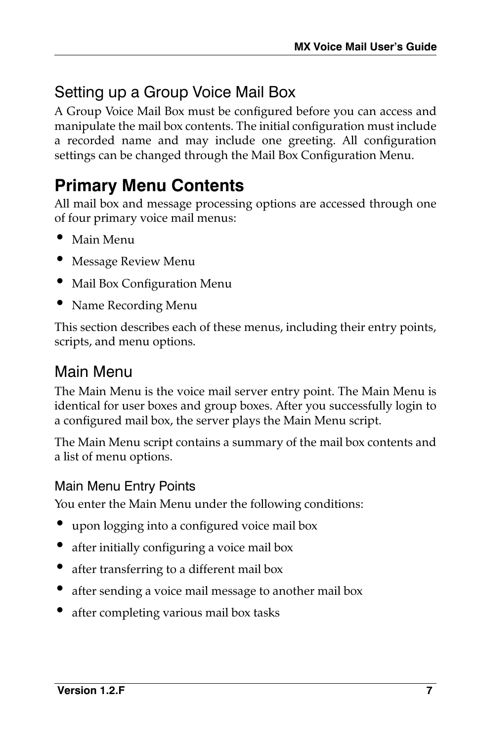### Setting up a Group Voice Mail Box

A Group Voice Mail Box must be configured before you can access and manipulate the mail box contents. The initial configuration must include a recorded name and may include one greeting. All configuration settings can be changed through the Mail Box Configuration Menu.

## Primary Menu Contents

All mail box and message processing options are accessed through one of four primary voice mail menus:

- Main Menu
- Message Review Menu
- Mail Box Configuration Menu
- Name Recording Menu

This section describes each of these menus, including their entry points, scripts, and menu options.

### Main Menu

The Main Menu is the voice mail server entry point. The Main Menu is identical for user boxes and group boxes. After you successfully login to a configured mail box, the server plays the Main Menu script.

The Main Menu script contains a summary of the mail box contents and a list of menu options.

#### Main Menu Entry Points

You enter the Main Menu under the following conditions:

- upon logging into a configured voice mail box
- after initially configuring a voice mail box
- after transferring to a different mail box
- after sending a voice mail message to another mail box
- after completing various mail box tasks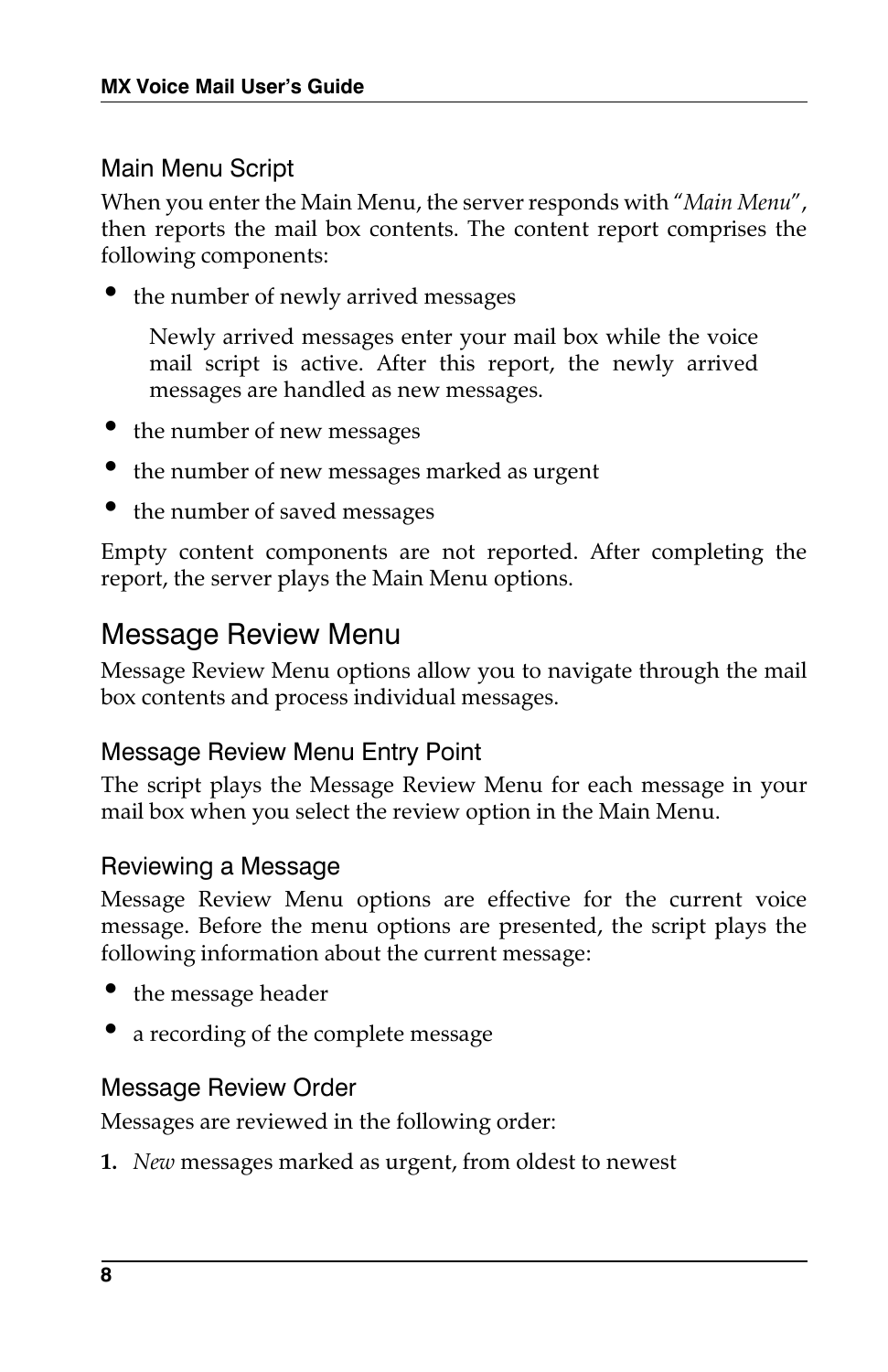### Main Menu Script

When you enter the Main Menu, the server responds with "*Main Menu*", then reports the mail box contents. The content report comprises the following components:

- the number of newly arrived messages

  Newly arrived messages enter your mail box while the voice mail script is active. After this report, the newly arrived messages are handled as new messages.

- the number of new messages
- the number of new messages marked as urgent
- the number of saved messages

Empty content components are not reported. After completing the report, the server plays the Main Menu options.

## Message Review Menu

Message Review Menu options allow you to navigate through the mail box contents and process individual messages.

### Message Review Menu Entry Point

The script plays the Message Review Menu for each message in your mail box when you select the review option in the Main Menu.

### Reviewing a Message

Message Review Menu options are effective for the current voice message. Before the menu options are presented, the script plays the following information about the current message:

- the message header
- a recording of the complete message

### Message Review Order

Messages are reviewed in the following order:

1. *New* messages marked as urgent, from oldest to newest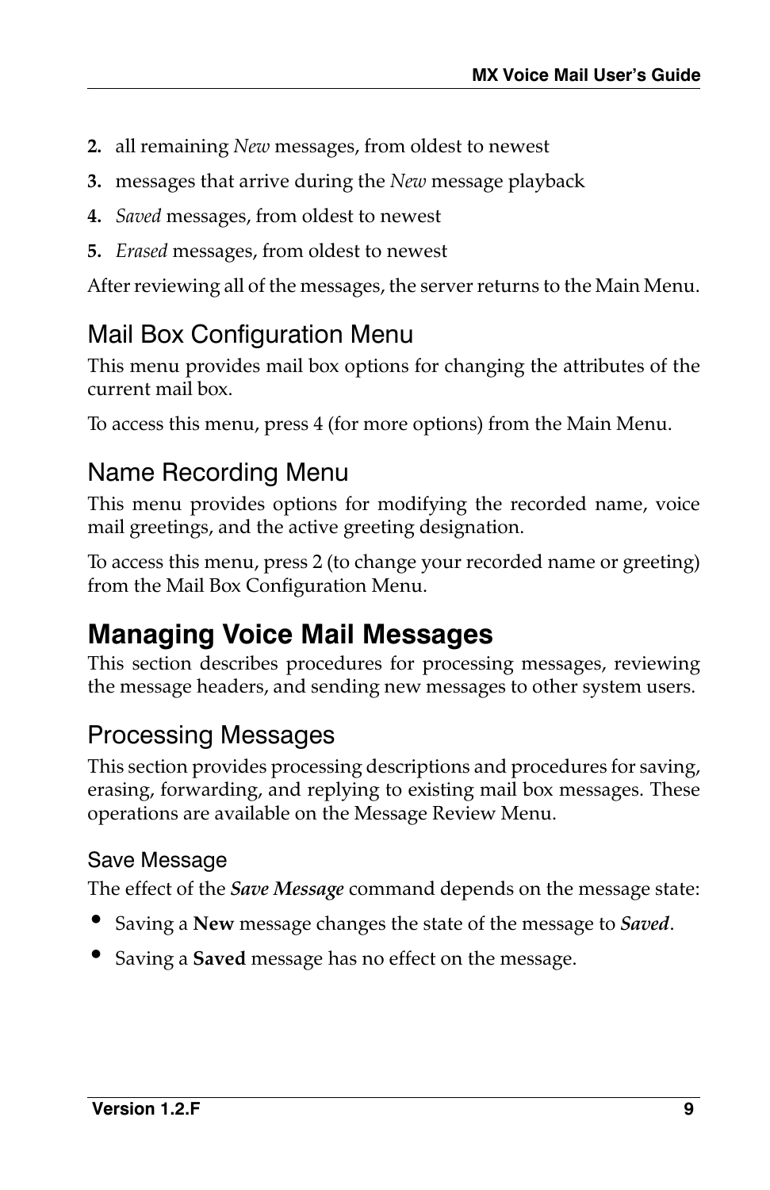2. all remaining *New* messages, from oldest to newest
3. messages that arrive during the *New* message playback
4. *Saved* messages, from oldest to newest
5. *Erased* messages, from oldest to newest

After reviewing all of the messages, the server returns to the Main Menu.

### Mail Box Configuration Menu

This menu provides mail box options for changing the attributes of the current mail box.

To access this menu, press 4 (for more options) from the Main Menu.

### Name Recording Menu

This menu provides options for modifying the recorded name, voice mail greetings, and the active greeting designation.

To access this menu, press 2 (to change your recorded name or greeting) from the Mail Box Configuration Menu.

## Managing Voice Mail Messages

This section describes procedures for processing messages, reviewing the message headers, and sending new messages to other system users.

### Processing Messages

This section provides processing descriptions and procedures for saving, erasing, forwarding, and replying to existing mail box messages. These operations are available on the Message Review Menu.

#### Save Message

The effect of the ***Save Message*** command depends on the message state:

- Saving a **New** message changes the state of the message to ***Saved***.
- Saving a **Saved** message has no effect on the message.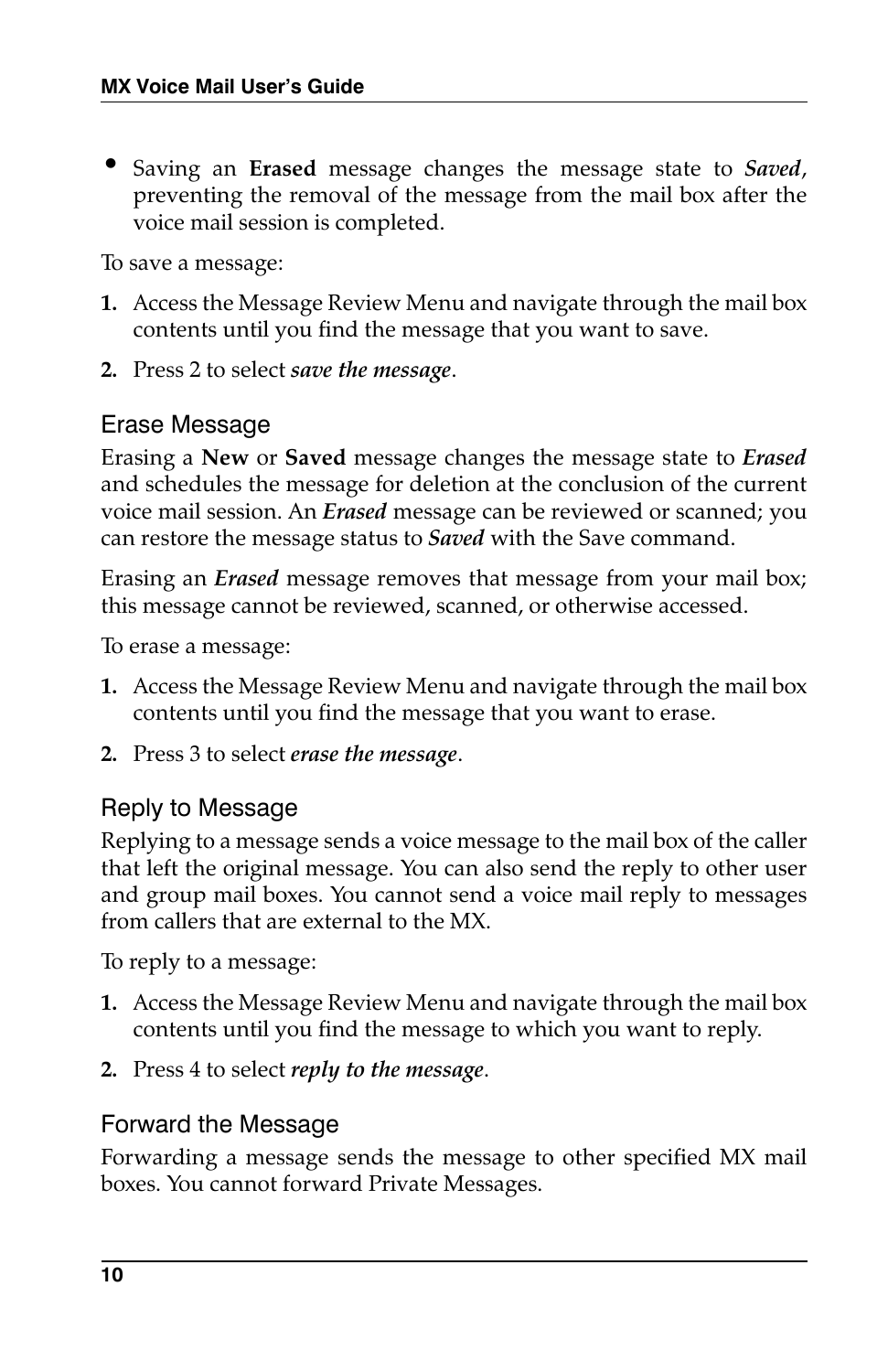- Saving an **Erased** message changes the message state to ***Saved***, preventing the removal of the message from the mail box after the voice mail session is completed.

To save a message:

1. Access the Message Review Menu and navigate through the mail box contents until you find the message that you want to save.
2. Press 2 to select ***save the message***.

### Erase Message

Erasing a **New** or **Saved** message changes the message state to ***Erased*** and schedules the message for deletion at the conclusion of the current voice mail session. An ***Erased*** message can be reviewed or scanned; you can restore the message status to ***Saved*** with the Save command.

Erasing an ***Erased*** message removes that message from your mail box; this message cannot be reviewed, scanned, or otherwise accessed.

To erase a message:

1. Access the Message Review Menu and navigate through the mail box contents until you find the message that you want to erase.
2. Press 3 to select ***erase the message***.

### Reply to Message

Replying to a message sends a voice message to the mail box of the caller that left the original message. You can also send the reply to other user and group mail boxes. You cannot send a voice mail reply to messages from callers that are external to the MX.

To reply to a message:

1. Access the Message Review Menu and navigate through the mail box contents until you find the message to which you want to reply.
2. Press 4 to select ***reply to the message***.

### Forward the Message

Forwarding a message sends the message to other specified MX mail boxes. You cannot forward Private Messages.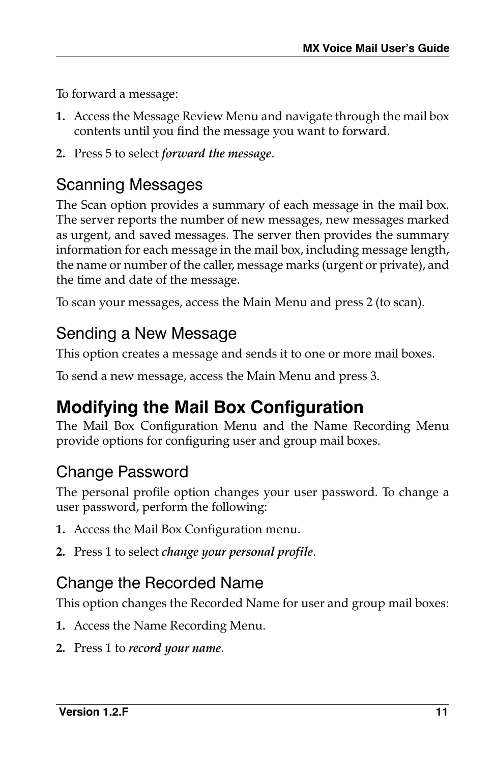To forward a message:

1. Access the Message Review Menu and navigate through the mail box contents until you find the message you want to forward.
2. Press 5 to select *forward the message*.

### Scanning Messages

The Scan option provides a summary of each message in the mail box. The server reports the number of new messages, new messages marked as urgent, and saved messages. The server then provides the summary information for each message in the mail box, including message length, the name or number of the caller, message marks (urgent or private), and the time and date of the message.

To scan your messages, access the Main Menu and press 2 (to scan).

### Sending a New Message

This option creates a message and sends it to one or more mail boxes.

To send a new message, access the Main Menu and press 3.

## Modifying the Mail Box Configuration

The Mail Box Configuration Menu and the Name Recording Menu provide options for configuring user and group mail boxes.

### Change Password

The personal profile option changes your user password. To change a user password, perform the following:

1. Access the Mail Box Configuration menu.
2. Press 1 to select *change your personal profile*.

### Change the Recorded Name

This option changes the Recorded Name for user and group mail boxes:

1. Access the Name Recording Menu.
2. Press 1 to *record your name*.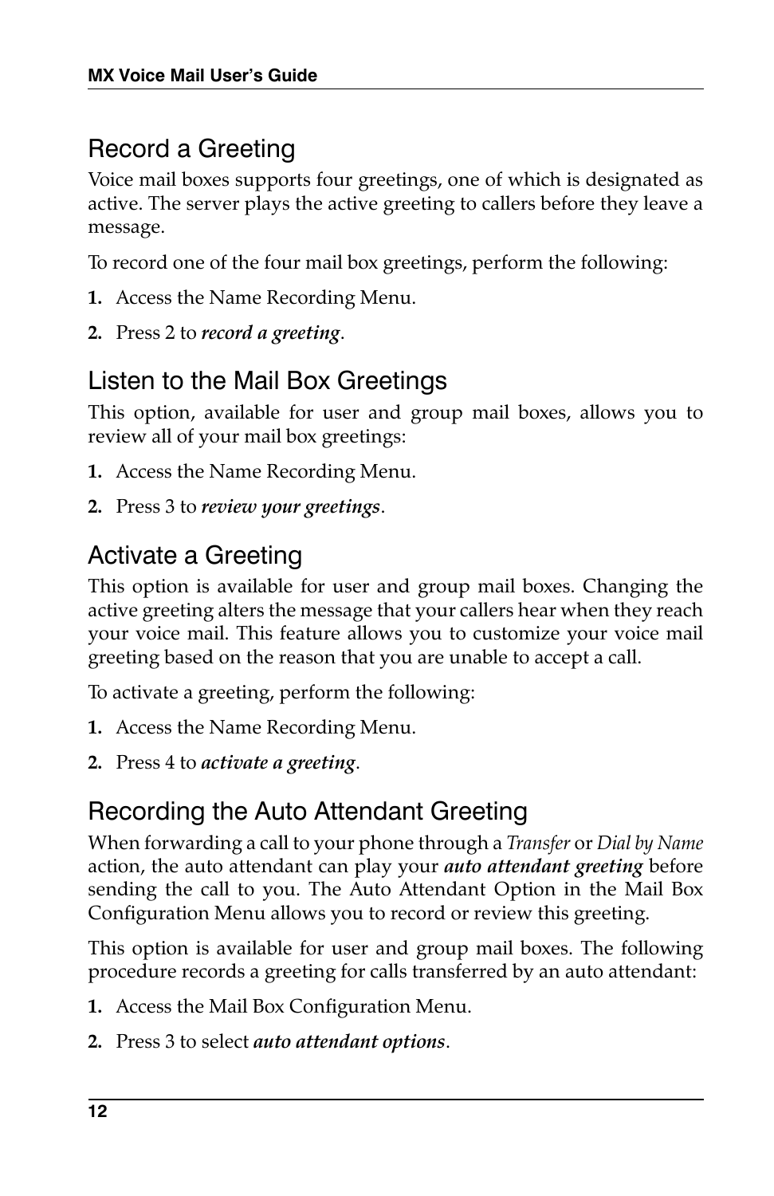## Record a Greeting

Voice mail boxes supports four greetings, one of which is designated as active. The server plays the active greeting to callers before they leave a message.

To record one of the four mail box greetings, perform the following:

1. Access the Name Recording Menu.
2. Press 2 to ***record a greeting***.

## Listen to the Mail Box Greetings

This option, available for user and group mail boxes, allows you to review all of your mail box greetings:

1. Access the Name Recording Menu.
2. Press 3 to ***review your greetings***.

## Activate a Greeting

This option is available for user and group mail boxes. Changing the active greeting alters the message that your callers hear when they reach your voice mail. This feature allows you to customize your voice mail greeting based on the reason that you are unable to accept a call.

To activate a greeting, perform the following:

1. Access the Name Recording Menu.
2. Press 4 to ***activate a greeting***.

## Recording the Auto Attendant Greeting

When forwarding a call to your phone through a *Transfer* or *Dial by Name* action, the auto attendant can play your ***auto attendant greeting*** before sending the call to you. The Auto Attendant Option in the Mail Box Configuration Menu allows you to record or review this greeting.

This option is available for user and group mail boxes. The following procedure records a greeting for calls transferred by an auto attendant:

1. Access the Mail Box Configuration Menu.
2. Press 3 to select ***auto attendant options***.